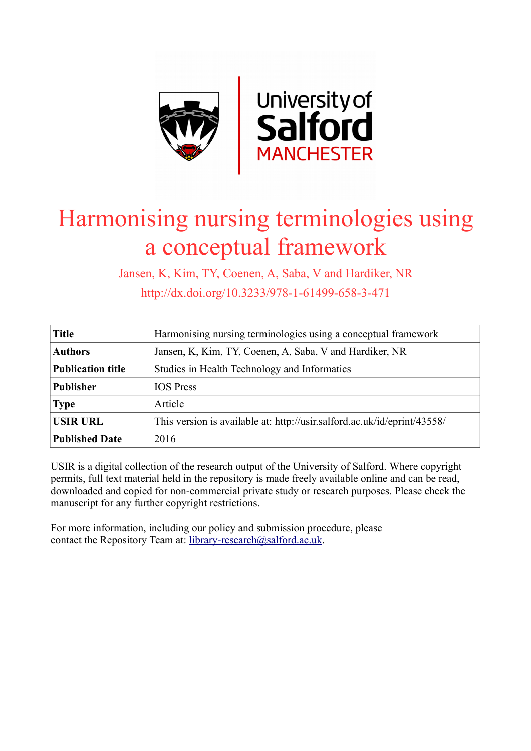# Harmonising nursing terminologies using a conceptual framework

Jansen, K, Kim, TY, Coenen, A, Saba, V and Hardiker, NR

http://dx.doi.org/10.3233/978-1-61499-658-3-471

| | |
|---|---|
| **Title** | Harmonising nursing terminologies using a conceptual framework |
| **Authors** | Jansen, K, Kim, TY, Coenen, A, Saba, V and Hardiker, NR |
| **Publication title** | Studies in Health Technology and Informatics |
| **Publisher** | IOS Press |
| **Type** | Article |
| **USIR URL** | This version is available at: http://usir.salford.ac.uk/id/eprint/43558/ |
| **Published Date** | 2016 |

USIR is a digital collection of the research output of the University of Salford. Where copyright permits, full text material held in the repository is made freely available online and can be read, downloaded and copied for non-commercial private study or research purposes. Please check the manuscript for any further copyright restrictions.

For more information, including our policy and submission procedure, please contact the Repository Team at: library-research@salford.ac.uk.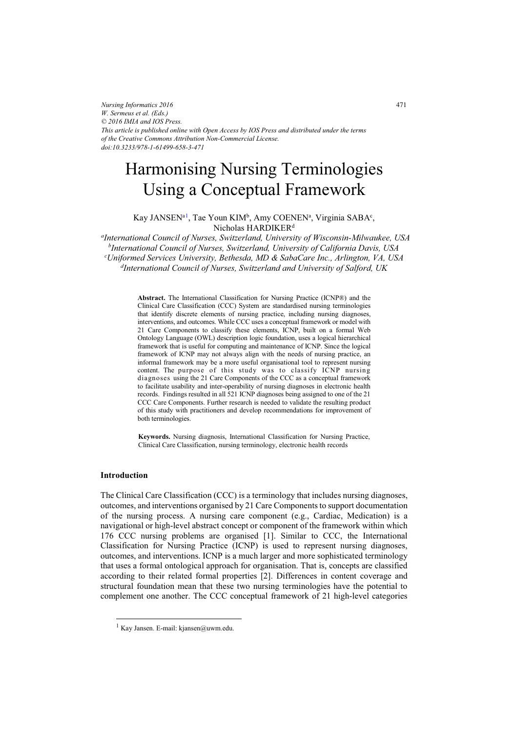# Harmonising Nursing Terminologies Using a Conceptual Framework

Kay JANSEN[a,1], Tae Youn KIM[b], Amy COENEN[a], Virginia SABA[c], Nicholas HARDIKER[d]

[a] *International Council of Nurses, Switzerland, University of Wisconsin-Milwaukee, USA*
[b] *International Council of Nurses, Switzerland, University of California Davis, USA*
[c] *Uniformed Services University, Bethesda, MD & SabaCare Inc., Arlington, VA, USA*
[d] *International Council of Nurses, Switzerland and University of Salford, UK*

**Abstract.** The International Classification for Nursing Practice (ICNP®) and the Clinical Care Classification (CCC) System are standardised nursing terminologies that identify discrete elements of nursing practice, including nursing diagnoses, interventions, and outcomes. While CCC uses a conceptual framework or model with 21 Care Components to classify these elements, ICNP, built on a formal Web Ontology Language (OWL) description logic foundation, uses a logical hierarchical framework that is useful for computing and maintenance of ICNP. Since the logical framework of ICNP may not always align with the needs of nursing practice, an informal framework may be a more useful organisational tool to represent nursing content. The purpose of this study was to classify ICNP nursing diagnoses using the 21 Care Components of the CCC as a conceptual framework to facilitate usability and inter-operability of nursing diagnoses in electronic health records. Findings resulted in all 521 ICNP diagnoses being assigned to one of the 21 CCC Care Components. Further research is needed to validate the resulting product of this study with practitioners and develop recommendations for improvement of both terminologies.

**Keywords.** Nursing diagnosis, International Classification for Nursing Practice, Clinical Care Classification, nursing terminology, electronic health records

## Introduction

The Clinical Care Classification (CCC) is a terminology that includes nursing diagnoses, outcomes, and interventions organised by 21 Care Components to support documentation of the nursing process. A nursing care component (e.g., Cardiac, Medication) is a navigational or high-level abstract concept or component of the framework within which 176 CCC nursing problems are organised [1]. Similar to CCC, the International Classification for Nursing Practice (ICNP) is used to represent nursing diagnoses, outcomes, and interventions. ICNP is a much larger and more sophisticated terminology that uses a formal ontological approach for organisation. That is, concepts are classified according to their related formal properties [2]. Differences in content coverage and structural foundation mean that these two nursing terminologies have the potential to complement one another. The CCC conceptual framework of 21 high-level categories

[1] Kay Jansen. E-mail: kjansen@uwm.edu.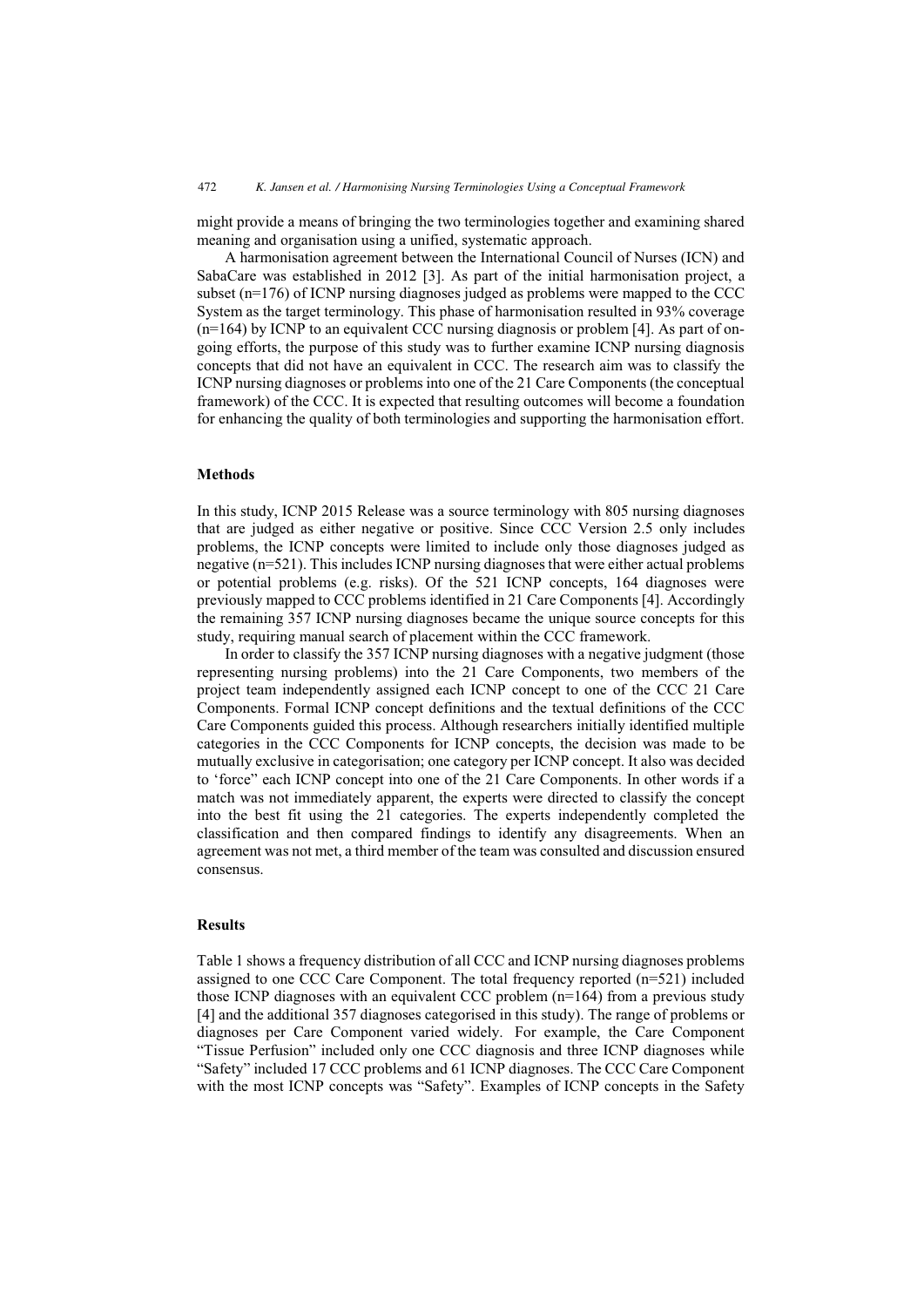might provide a means of bringing the two terminologies together and examining shared meaning and organisation using a unified, systematic approach.

A harmonisation agreement between the International Council of Nurses (ICN) and SabaCare was established in 2012 [3]. As part of the initial harmonisation project, a subset (n=176) of ICNP nursing diagnoses judged as problems were mapped to the CCC System as the target terminology. This phase of harmonisation resulted in 93% coverage (n=164) by ICNP to an equivalent CCC nursing diagnosis or problem [4]. As part of ongoing efforts, the purpose of this study was to further examine ICNP nursing diagnosis concepts that did not have an equivalent in CCC. The research aim was to classify the ICNP nursing diagnoses or problems into one of the 21 Care Components (the conceptual framework) of the CCC. It is expected that resulting outcomes will become a foundation for enhancing the quality of both terminologies and supporting the harmonisation effort.

## Methods

In this study, ICNP 2015 Release was a source terminology with 805 nursing diagnoses that are judged as either negative or positive. Since CCC Version 2.5 only includes problems, the ICNP concepts were limited to include only those diagnoses judged as negative (n=521). This includes ICNP nursing diagnoses that were either actual problems or potential problems (e.g. risks). Of the 521 ICNP concepts, 164 diagnoses were previously mapped to CCC problems identified in 21 Care Components [4]. Accordingly the remaining 357 ICNP nursing diagnoses became the unique source concepts for this study, requiring manual search of placement within the CCC framework.

In order to classify the 357 ICNP nursing diagnoses with a negative judgment (those representing nursing problems) into the 21 Care Components, two members of the project team independently assigned each ICNP concept to one of the CCC 21 Care Components. Formal ICNP concept definitions and the textual definitions of the CCC Care Components guided this process. Although researchers initially identified multiple categories in the CCC Components for ICNP concepts, the decision was made to be mutually exclusive in categorisation; one category per ICNP concept. It also was decided to 'force" each ICNP concept into one of the 21 Care Components. In other words if a match was not immediately apparent, the experts were directed to classify the concept into the best fit using the 21 categories. The experts independently completed the classification and then compared findings to identify any disagreements. When an agreement was not met, a third member of the team was consulted and discussion ensured consensus.

## Results

Table 1 shows a frequency distribution of all CCC and ICNP nursing diagnoses problems assigned to one CCC Care Component. The total frequency reported (n=521) included those ICNP diagnoses with an equivalent CCC problem (n=164) from a previous study [4] and the additional 357 diagnoses categorised in this study). The range of problems or diagnoses per Care Component varied widely. For example, the Care Component "Tissue Perfusion" included only one CCC diagnosis and three ICNP diagnoses while "Safety" included 17 CCC problems and 61 ICNP diagnoses. The CCC Care Component with the most ICNP concepts was "Safety". Examples of ICNP concepts in the Safety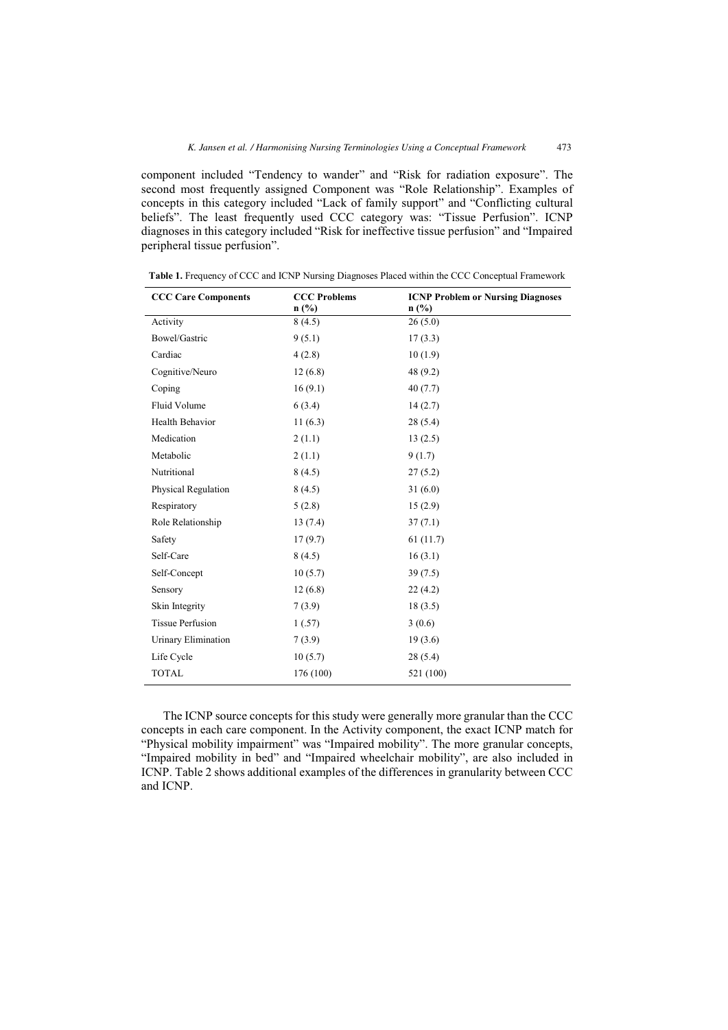component included "Tendency to wander" and "Risk for radiation exposure". The second most frequently assigned Component was "Role Relationship". Examples of concepts in this category included "Lack of family support" and "Conflicting cultural beliefs". The least frequently used CCC category was: "Tissue Perfusion". ICNP diagnoses in this category included "Risk for ineffective tissue perfusion" and "Impaired peripheral tissue perfusion".

**Table 1.** Frequency of CCC and ICNP Nursing Diagnoses Placed within the CCC Conceptual Framework

| CCC Care Components | CCC Problems n (%) | ICNP Problem or Nursing Diagnoses n (%) |
|---|---|---|
| Activity | 8 (4.5) | 26 (5.0) |
| Bowel/Gastric | 9 (5.1) | 17 (3.3) |
| Cardiac | 4 (2.8) | 10 (1.9) |
| Cognitive/Neuro | 12 (6.8) | 48 (9.2) |
| Coping | 16 (9.1) | 40 (7.7) |
| Fluid Volume | 6 (3.4) | 14 (2.7) |
| Health Behavior | 11 (6.3) | 28 (5.4) |
| Medication | 2 (1.1) | 13 (2.5) |
| Metabolic | 2 (1.1) | 9 (1.7) |
| Nutritional | 8 (4.5) | 27 (5.2) |
| Physical Regulation | 8 (4.5) | 31 (6.0) |
| Respiratory | 5 (2.8) | 15 (2.9) |
| Role Relationship | 13 (7.4) | 37 (7.1) |
| Safety | 17 (9.7) | 61 (11.7) |
| Self-Care | 8 (4.5) | 16 (3.1) |
| Self-Concept | 10 (5.7) | 39 (7.5) |
| Sensory | 12 (6.8) | 22 (4.2) |
| Skin Integrity | 7 (3.9) | 18 (3.5) |
| Tissue Perfusion | 1 (.57) | 3 (0.6) |
| Urinary Elimination | 7 (3.9) | 19 (3.6) |
| Life Cycle | 10 (5.7) | 28 (5.4) |
| TOTAL | 176 (100) | 521 (100) |

The ICNP source concepts for this study were generally more granular than the CCC concepts in each care component. In the Activity component, the exact ICNP match for "Physical mobility impairment" was "Impaired mobility". The more granular concepts, "Impaired mobility in bed" and "Impaired wheelchair mobility", are also included in ICNP. Table 2 shows additional examples of the differences in granularity between CCC and ICNP.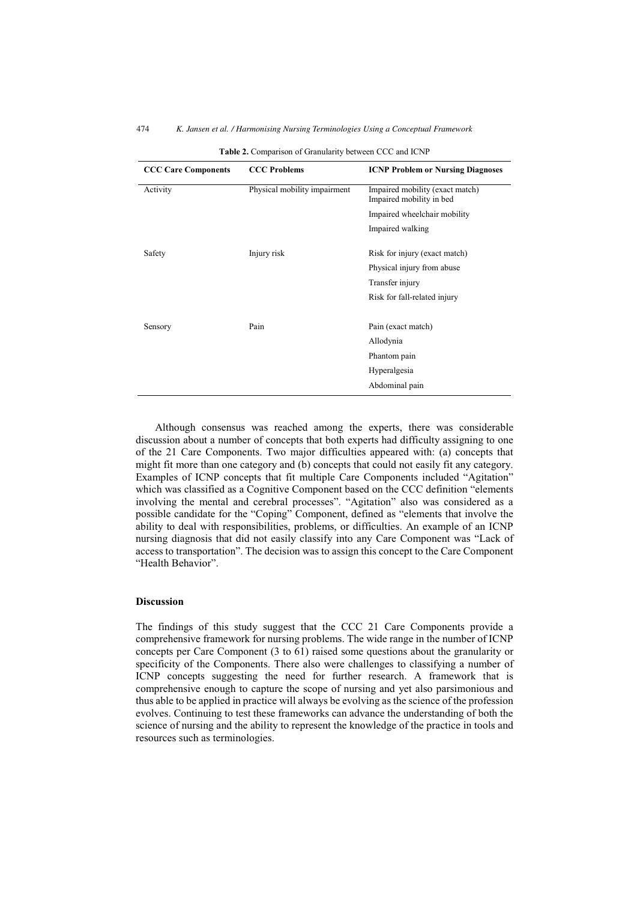**Table 2.** Comparison of Granularity between CCC and ICNP

| CCC Care Components | CCC Problems | ICNP Problem or Nursing Diagnoses |
|---|---|---|
| Activity | Physical mobility impairment | Impaired mobility (exact match) Impaired mobility in bed |
| | | Impaired wheelchair mobility |
| | | Impaired walking |
| Safety | Injury risk | Risk for injury (exact match) |
| | | Physical injury from abuse |
| | | Transfer injury |
| | | Risk for fall-related injury |
| Sensory | Pain | Pain (exact match) |
| | | Allodynia |
| | | Phantom pain |
| | | Hyperalgesia |
| | | Abdominal pain |

Although consensus was reached among the experts, there was considerable discussion about a number of concepts that both experts had difficulty assigning to one of the 21 Care Components. Two major difficulties appeared with: (a) concepts that might fit more than one category and (b) concepts that could not easily fit any category. Examples of ICNP concepts that fit multiple Care Components included "Agitation" which was classified as a Cognitive Component based on the CCC definition "elements involving the mental and cerebral processes". "Agitation" also was considered as a possible candidate for the "Coping" Component, defined as "elements that involve the ability to deal with responsibilities, problems, or difficulties. An example of an ICNP nursing diagnosis that did not easily classify into any Care Component was "Lack of access to transportation". The decision was to assign this concept to the Care Component "Health Behavior".

## Discussion

The findings of this study suggest that the CCC 21 Care Components provide a comprehensive framework for nursing problems. The wide range in the number of ICNP concepts per Care Component (3 to 61) raised some questions about the granularity or specificity of the Components. There also were challenges to classifying a number of ICNP concepts suggesting the need for further research. A framework that is comprehensive enough to capture the scope of nursing and yet also parsimonious and thus able to be applied in practice will always be evolving as the science of the profession evolves. Continuing to test these frameworks can advance the understanding of both the science of nursing and the ability to represent the knowledge of the practice in tools and resources such as terminologies.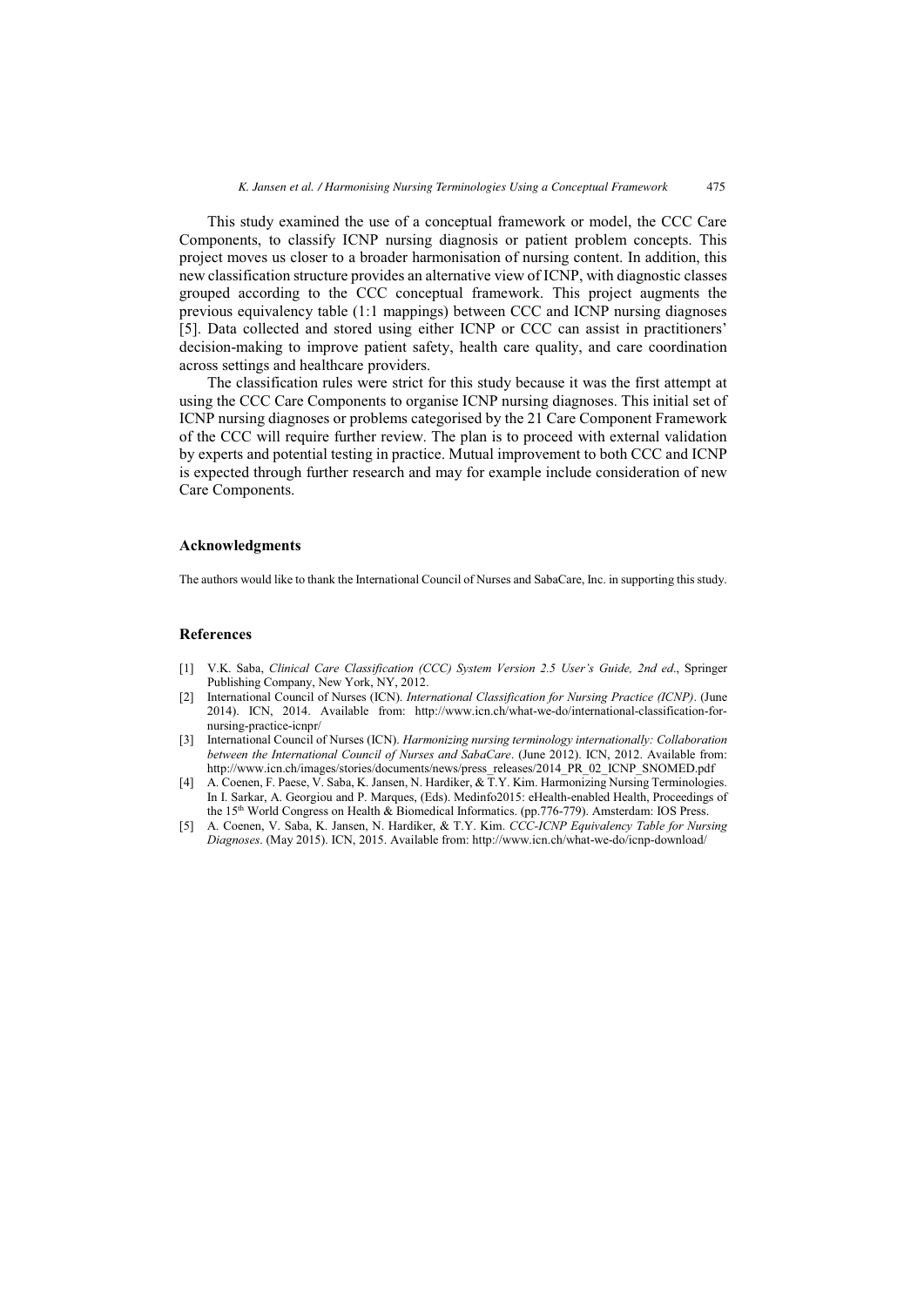This study examined the use of a conceptual framework or model, the CCC Care Components, to classify ICNP nursing diagnosis or patient problem concepts. This project moves us closer to a broader harmonisation of nursing content. In addition, this new classification structure provides an alternative view of ICNP, with diagnostic classes grouped according to the CCC conceptual framework. This project augments the previous equivalency table (1:1 mappings) between CCC and ICNP nursing diagnoses [5]. Data collected and stored using either ICNP or CCC can assist in practitioners' decision-making to improve patient safety, health care quality, and care coordination across settings and healthcare providers.

The classification rules were strict for this study because it was the first attempt at using the CCC Care Components to organise ICNP nursing diagnoses. This initial set of ICNP nursing diagnoses or problems categorised by the 21 Care Component Framework of the CCC will require further review. The plan is to proceed with external validation by experts and potential testing in practice. Mutual improvement to both CCC and ICNP is expected through further research and may for example include consideration of new Care Components.

## Acknowledgments

The authors would like to thank the International Council of Nurses and SabaCare, Inc. in supporting this study.

## References

[1] V.K. Saba, *Clinical Care Classification (CCC) System Version 2.5 User's Guide, 2nd ed*., Springer Publishing Company, New York, NY, 2012.

[2] International Council of Nurses (ICN). *International Classification for Nursing Practice (ICNP)*. (June 2014). ICN, 2014. Available from: http://www.icn.ch/what-we-do/international-classification-for-nursing-practice-icnpr/

[3] International Council of Nurses (ICN). *Harmonizing nursing terminology internationally: Collaboration between the International Council of Nurses and SabaCare*. (June 2012). ICN, 2012. Available from: http://www.icn.ch/images/stories/documents/news/press_releases/2014_PR_02_ICNP_SNOMED.pdf

[4] A. Coenen, F. Paese, V. Saba, K. Jansen, N. Hardiker, & T.Y. Kim. Harmonizing Nursing Terminologies. In I. Sarkar, A. Georgiou and P. Marques, (Eds). Medinfo2015: eHealth-enabled Health, Proceedings of the 15th World Congress on Health & Biomedical Informatics. (pp.776-779). Amsterdam: IOS Press.

[5] A. Coenen, V. Saba, K. Jansen, N. Hardiker, & T.Y. Kim. *CCC-ICNP Equivalency Table for Nursing Diagnoses*. (May 2015). ICN, 2015. Available from: http://www.icn.ch/what-we-do/icnp-download/